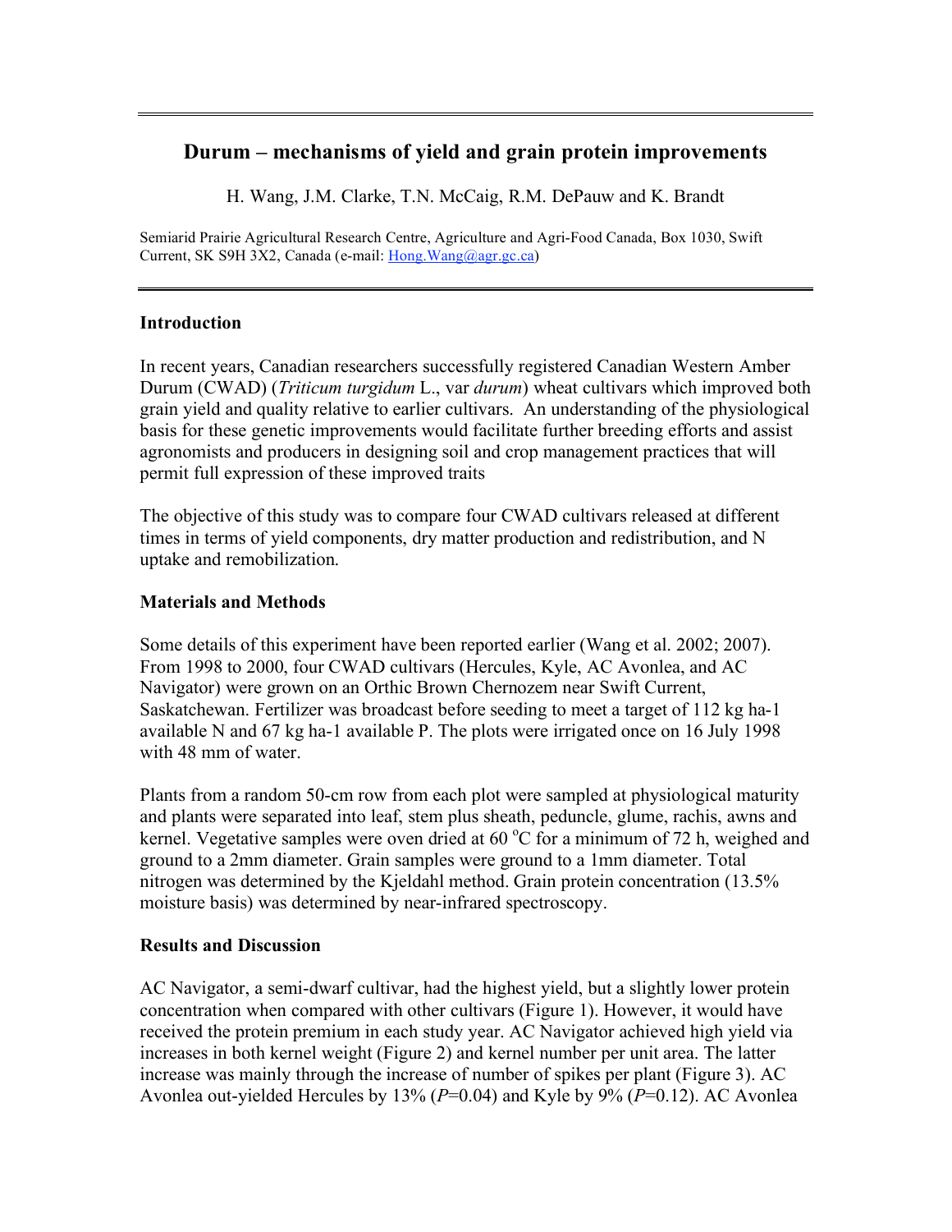# Durum – mechanisms of yield and grain protein improvements

H. Wang, J.M. Clarke, T.N. McCaig, R.M. DePauw and K. Brandt

Semiarid Prairie Agricultural Research Centre, Agriculture and Agri-Food Canada, Box 1030, Swift Current, SK S9H 3X2, Canada (e-mail: Hong.Wang@agr.gc.ca)

## Introduction

In recent years, Canadian researchers successfully registered Canadian Western Amber Durum (CWAD) (*Triticum turgidum* L., var *durum*) wheat cultivars which improved both grain yield and quality relative to earlier cultivars. An understanding of the physiological basis for these genetic improvements would facilitate further breeding efforts and assist agronomists and producers in designing soil and crop management practices that will permit full expression of these improved traits

The objective of this study was to compare four CWAD cultivars released at different times in terms of yield components, dry matter production and redistribution, and N uptake and remobilization.

## Materials and Methods

Some details of this experiment have been reported earlier (Wang et al. 2002; 2007). From 1998 to 2000, four CWAD cultivars (Hercules, Kyle, AC Avonlea, and AC Navigator) were grown on an Orthic Brown Chernozem near Swift Current, Saskatchewan. Fertilizer was broadcast before seeding to meet a target of 112 kg ha-1 available N and 67 kg ha-1 available P. The plots were irrigated once on 16 July 1998 with 48 mm of water.

Plants from a random 50-cm row from each plot were sampled at physiological maturity and plants were separated into leaf, stem plus sheath, peduncle, glume, rachis, awns and kernel. Vegetative samples were oven dried at 60 $^{o}$C for a minimum of 72 h, weighed and ground to a 2mm diameter. Grain samples were ground to a 1mm diameter. Total nitrogen was determined by the Kjeldahl method. Grain protein concentration (13.5% moisture basis) was determined by near-infrared spectroscopy.

## Results and Discussion

AC Navigator, a semi-dwarf cultivar, had the highest yield, but a slightly lower protein concentration when compared with other cultivars (Figure 1). However, it would have received the protein premium in each study year. AC Navigator achieved high yield via increases in both kernel weight (Figure 2) and kernel number per unit area. The latter increase was mainly through the increase of number of spikes per plant (Figure 3). AC Avonlea out-yielded Hercules by 13% ($P$=0.04) and Kyle by 9% ($P$=0.12). AC Avonlea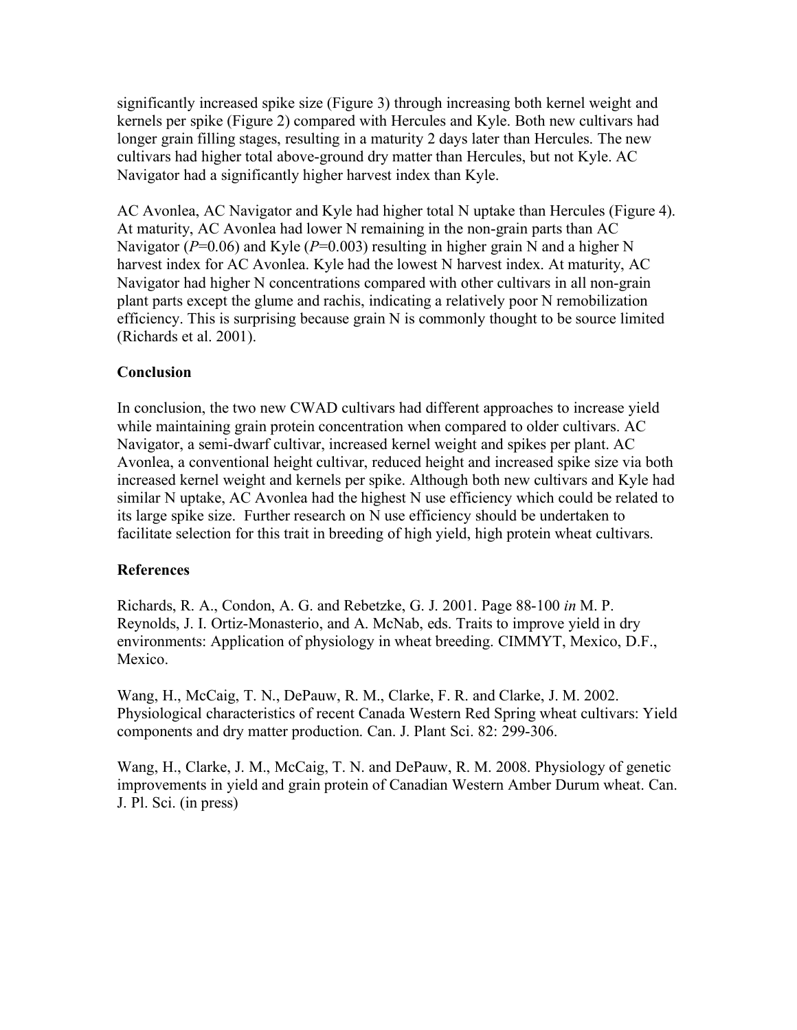significantly increased spike size (Figure 3) through increasing both kernel weight and kernels per spike (Figure 2) compared with Hercules and Kyle. Both new cultivars had longer grain filling stages, resulting in a maturity 2 days later than Hercules. The new cultivars had higher total above-ground dry matter than Hercules, but not Kyle. AC Navigator had a significantly higher harvest index than Kyle.

AC Avonlea, AC Navigator and Kyle had higher total N uptake than Hercules (Figure 4). At maturity, AC Avonlea had lower N remaining in the non-grain parts than AC Navigator ($P$=0.06) and Kyle ($P$=0.003) resulting in higher grain N and a higher N harvest index for AC Avonlea. Kyle had the lowest N harvest index. At maturity, AC Navigator had higher N concentrations compared with other cultivars in all non-grain plant parts except the glume and rachis, indicating a relatively poor N remobilization efficiency. This is surprising because grain N is commonly thought to be source limited (Richards et al. 2001).

**Conclusion**

In conclusion, the two new CWAD cultivars had different approaches to increase yield while maintaining grain protein concentration when compared to older cultivars. AC Navigator, a semi-dwarf cultivar, increased kernel weight and spikes per plant. AC Avonlea, a conventional height cultivar, reduced height and increased spike size via both increased kernel weight and kernels per spike. Although both new cultivars and Kyle had similar N uptake, AC Avonlea had the highest N use efficiency which could be related to its large spike size. Further research on N use efficiency should be undertaken to facilitate selection for this trait in breeding of high yield, high protein wheat cultivars.

**References**

Richards, R. A., Condon, A. G. and Rebetzke, G. J. 2001. Page 88-100 *in* M. P. Reynolds, J. I. Ortiz-Monasterio, and A. McNab, eds. Traits to improve yield in dry environments: Application of physiology in wheat breeding. CIMMYT, Mexico, D.F., Mexico.

Wang, H., McCaig, T. N., DePauw, R. M., Clarke, F. R. and Clarke, J. M. 2002. Physiological characteristics of recent Canada Western Red Spring wheat cultivars: Yield components and dry matter production. Can. J. Plant Sci. 82: 299-306.

Wang, H., Clarke, J. M., McCaig, T. N. and DePauw, R. M. 2008. Physiology of genetic improvements in yield and grain protein of Canadian Western Amber Durum wheat. Can. J. Pl. Sci. (in press)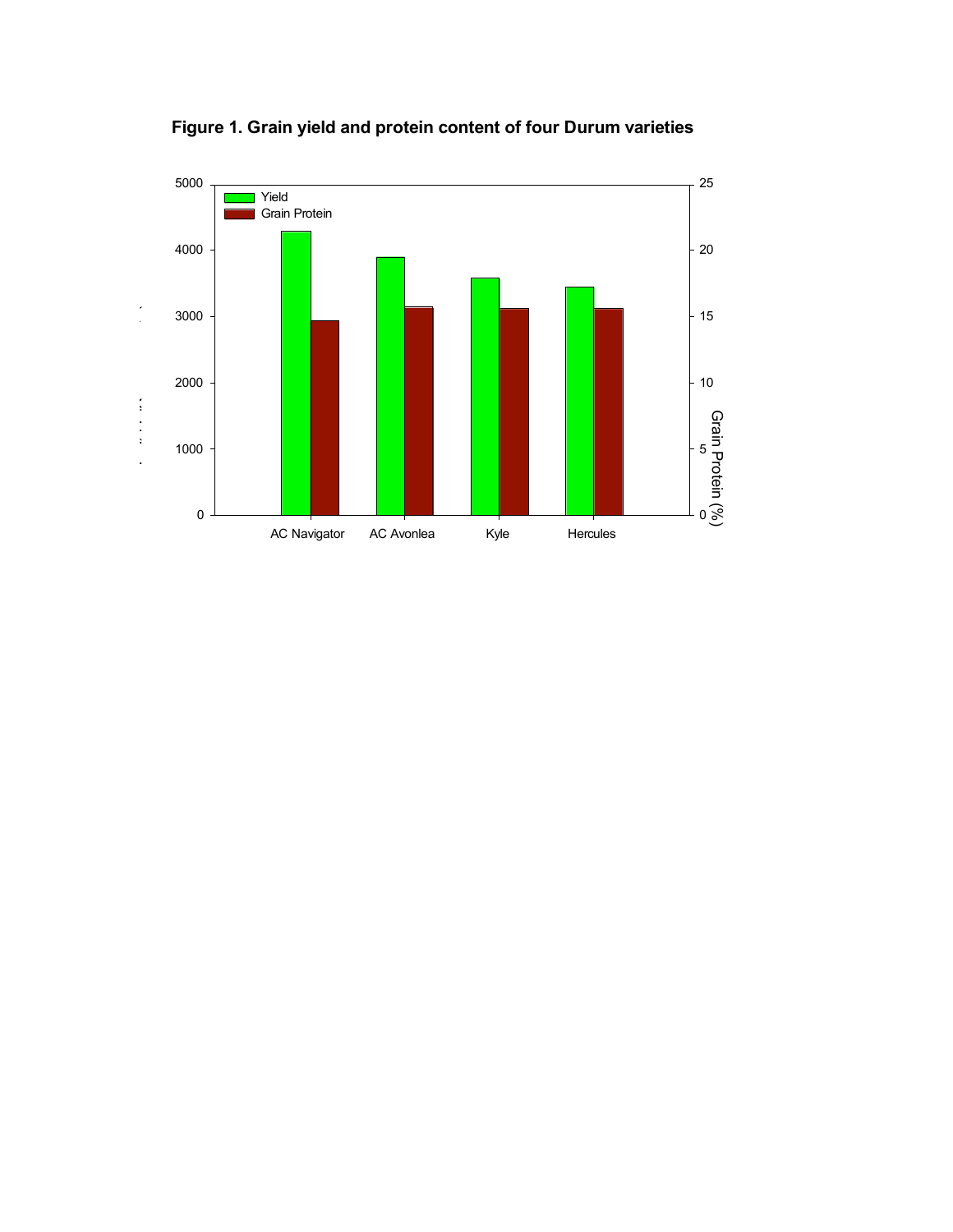**Figure 1. Grain yield and protein content of four Durum varieties**

| Variety | Yield | Grain Protein (%) |
|---|---|---|
| AC Navigator | ~4280 | ~14.7 |
| AC Avonlea | ~3890 | ~15.7 |
| Kyle | ~3580 | ~15.6 |
| Hercules | ~3450 | ~15.6 |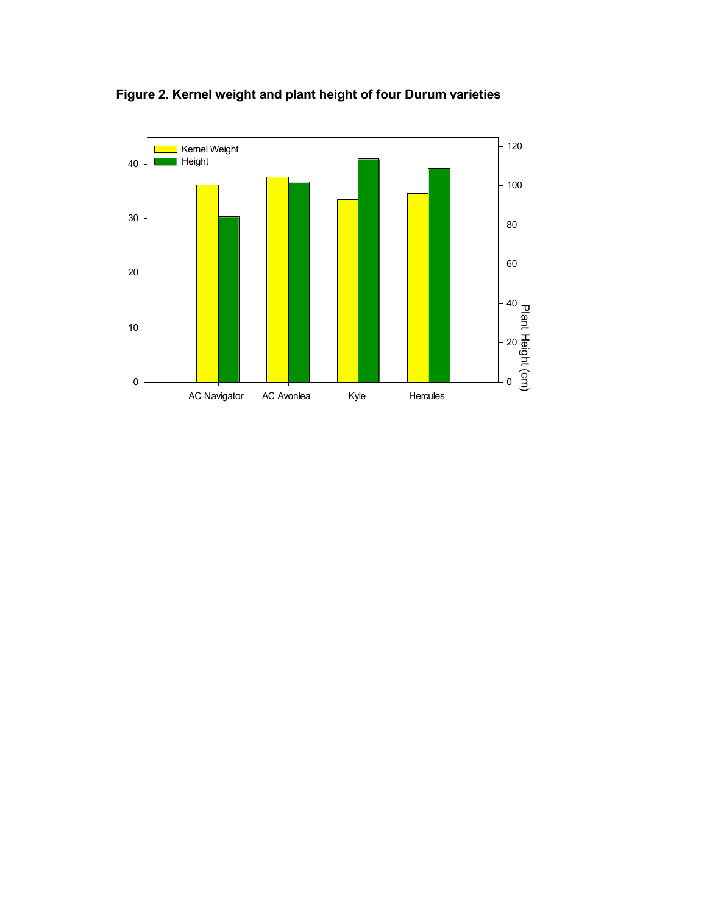**Figure 2. Kernel weight and plant height of four Durum varieties**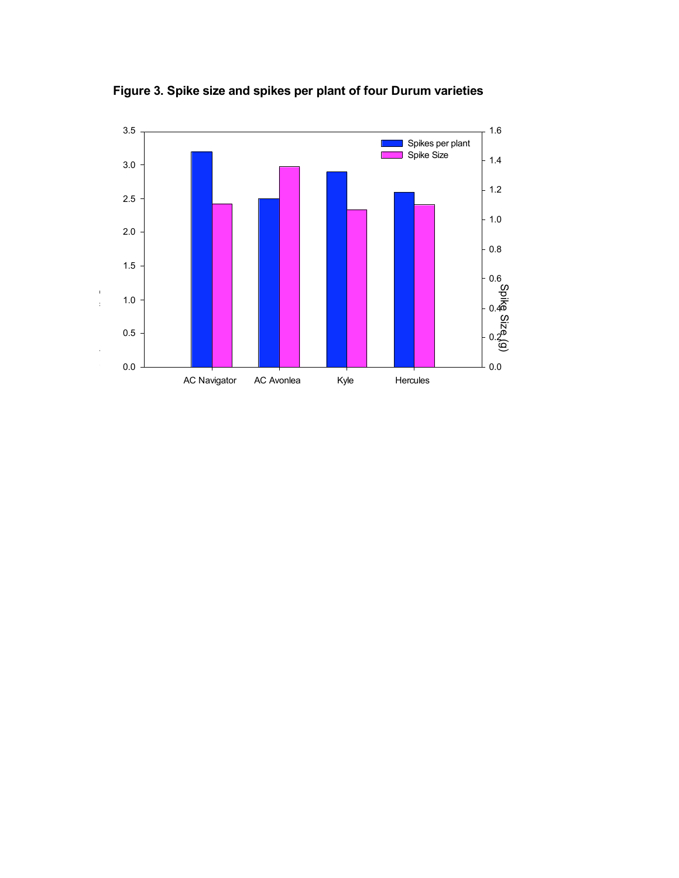**Figure 3. Spike size and spikes per plant of four Durum varieties**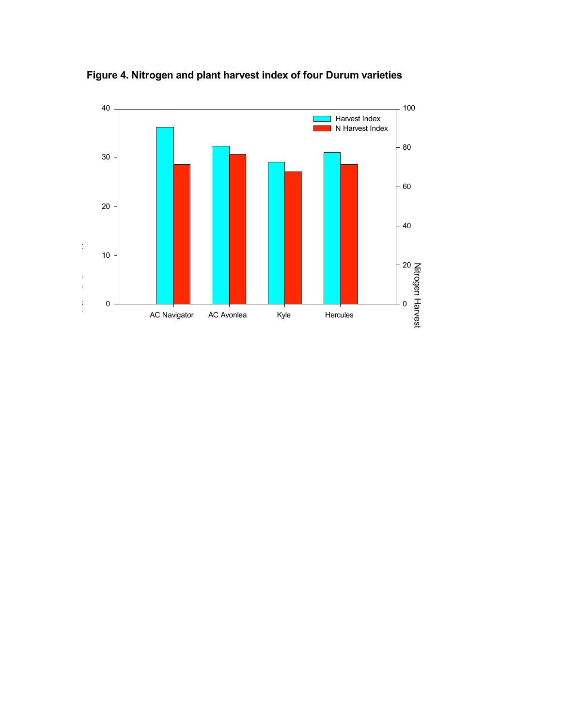**Figure 4. Nitrogen and plant harvest index of four Durum varieties**

40
30
20
10
0

100
80
60
40
20
0

Nitrogen Harvest

Harvest Index
N Harvest Index

AC Navigator
AC Avonlea
Kyle
Hercules